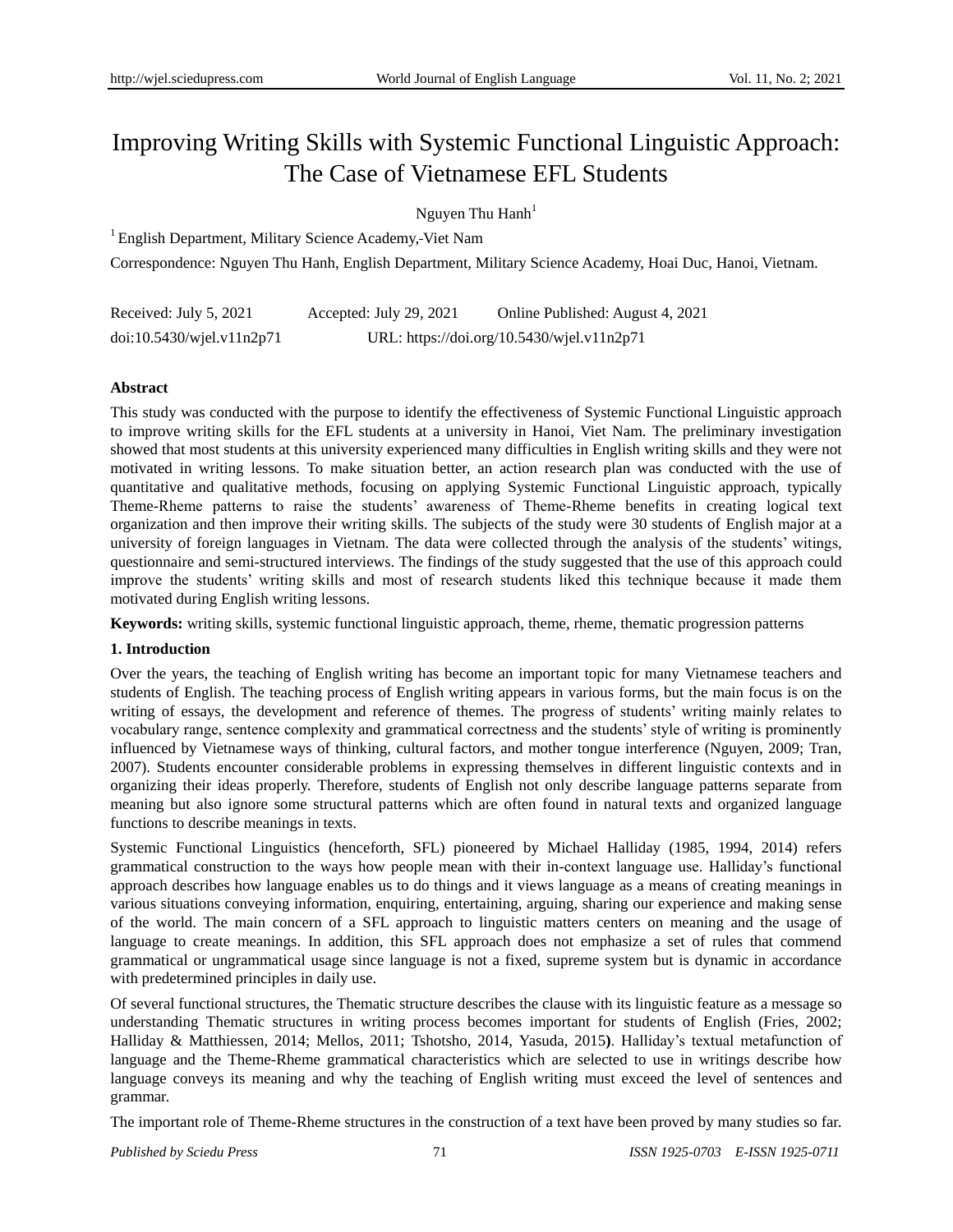# Improving Writing Skills with Systemic Functional Linguistic Approach: The Case of Vietnamese EFL Students

Nguyen Thu Hanh[1]

[1] English Department, Military Science Academy,-Viet Nam

Correspondence: Nguyen Thu Hanh, English Department, Military Science Academy, Hoai Duc, Hanoi, Vietnam.

Received: July 5, 2021 Accepted: July 29, 2021 Online Published: August 4, 2021

doi:10.5430/wjel.v11n2p71 URL: https://doi.org/10.5430/wjel.v11n2p71

**Abstract**

This study was conducted with the purpose to identify the effectiveness of Systemic Functional Linguistic approach to improve writing skills for the EFL students at a university in Hanoi, Viet Nam. The preliminary investigation showed that most students at this university experienced many difficulties in English writing skills and they were not motivated in writing lessons. To make situation better, an action research plan was conducted with the use of quantitative and qualitative methods, focusing on applying Systemic Functional Linguistic approach, typically Theme-Rheme patterns to raise the students' awareness of Theme-Rheme benefits in creating logical text organization and then improve their writing skills. The subjects of the study were 30 students of English major at a university of foreign languages in Vietnam. The data were collected through the analysis of the students' witings, questionnaire and semi-structured interviews. The findings of the study suggested that the use of this approach could improve the students' writing skills and most of research students liked this technique because it made them motivated during English writing lessons.

**Keywords:** writing skills, systemic functional linguistic approach, theme, rheme, thematic progression patterns

## 1. Introduction

Over the years, the teaching of English writing has become an important topic for many Vietnamese teachers and students of English. The teaching process of English writing appears in various forms, but the main focus is on the writing of essays, the development and reference of themes. The progress of students' writing mainly relates to vocabulary range, sentence complexity and grammatical correctness and the students' style of writing is prominently influenced by Vietnamese ways of thinking, cultural factors, and mother tongue interference (Nguyen, 2009; Tran, 2007). Students encounter considerable problems in expressing themselves in different linguistic contexts and in organizing their ideas properly. Therefore, students of English not only describe language patterns separate from meaning but also ignore some structural patterns which are often found in natural texts and organized language functions to describe meanings in texts.

Systemic Functional Linguistics (henceforth, SFL) pioneered by Michael Halliday (1985, 1994, 2014) refers grammatical construction to the ways how people mean with their in-context language use. Halliday's functional approach describes how language enables us to do things and it views language as a means of creating meanings in various situations conveying information, enquiring, entertaining, arguing, sharing our experience and making sense of the world. The main concern of a SFL approach to linguistic matters centers on meaning and the usage of language to create meanings. In addition, this SFL approach does not emphasize a set of rules that commend grammatical or ungrammatical usage since language is not a fixed, supreme system but is dynamic in accordance with predetermined principles in daily use.

Of several functional structures, the Thematic structure describes the clause with its linguistic feature as a message so understanding Thematic structures in writing process becomes important for students of English (Fries, 2002; Halliday & Matthiessen, 2014; Mellos, 2011; Tshotsho, 2014, Yasuda, 2015**)**. Halliday's textual metafunction of language and the Theme-Rheme grammatical characteristics which are selected to use in writings describe how language conveys its meaning and why the teaching of English writing must exceed the level of sentences and grammar.

The important role of Theme-Rheme structures in the construction of a text have been proved by many studies so far.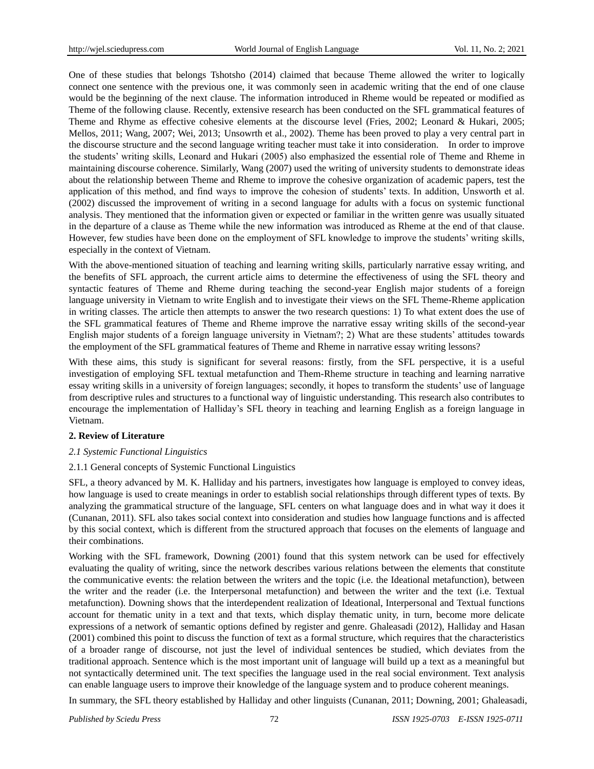One of these studies that belongs Tshotsho (2014) claimed that because Theme allowed the writer to logically connect one sentence with the previous one, it was commonly seen in academic writing that the end of one clause would be the beginning of the next clause. The information introduced in Rheme would be repeated or modified as Theme of the following clause. Recently, extensive research has been conducted on the SFL grammatical features of Theme and Rhyme as effective cohesive elements at the discourse level (Fries, 2002; Leonard & Hukari, 2005; Mellos, 2011; Wang, 2007; Wei, 2013; Unsowrth et al., 2002). Theme has been proved to play a very central part in the discourse structure and the second language writing teacher must take it into consideration. In order to improve the students' writing skills, Leonard and Hukari (2005) also emphasized the essential role of Theme and Rheme in maintaining discourse coherence. Similarly, Wang (2007) used the writing of university students to demonstrate ideas about the relationship between Theme and Rheme to improve the cohesive organization of academic papers, test the application of this method, and find ways to improve the cohesion of students' texts. In addition, Unsworth et al. (2002) discussed the improvement of writing in a second language for adults with a focus on systemic functional analysis. They mentioned that the information given or expected or familiar in the written genre was usually situated in the departure of a clause as Theme while the new information was introduced as Rheme at the end of that clause. However, few studies have been done on the employment of SFL knowledge to improve the students' writing skills, especially in the context of Vietnam.

With the above-mentioned situation of teaching and learning writing skills, particularly narrative essay writing, and the benefits of SFL approach, the current article aims to determine the effectiveness of using the SFL theory and syntactic features of Theme and Rheme during teaching the second-year English major students of a foreign language university in Vietnam to write English and to investigate their views on the SFL Theme-Rheme application in writing classes. The article then attempts to answer the two research questions: 1) To what extent does the use of the SFL grammatical features of Theme and Rheme improve the narrative essay writing skills of the second-year English major students of a foreign language university in Vietnam?; 2) What are these students' attitudes towards the employment of the SFL grammatical features of Theme and Rheme in narrative essay writing lessons?

With these aims, this study is significant for several reasons: firstly, from the SFL perspective, it is a useful investigation of employing SFL textual metafunction and Them-Rheme structure in teaching and learning narrative essay writing skills in a university of foreign languages; secondly, it hopes to transform the students' use of language from descriptive rules and structures to a functional way of linguistic understanding. This research also contributes to encourage the implementation of Halliday's SFL theory in teaching and learning English as a foreign language in Vietnam.

## 2. Review of Literature

### *2.1 Systemic Functional Linguistics*

#### 2.1.1 General concepts of Systemic Functional Linguistics

SFL, a theory advanced by M. K. Halliday and his partners, investigates how language is employed to convey ideas, how language is used to create meanings in order to establish social relationships through different types of texts. By analyzing the grammatical structure of the language, SFL centers on what language does and in what way it does it (Cunanan, 2011). SFL also takes social context into consideration and studies how language functions and is affected by this social context, which is different from the structured approach that focuses on the elements of language and their combinations.

Working with the SFL framework, Downing (2001) found that this system network can be used for effectively evaluating the quality of writing, since the network describes various relations between the elements that constitute the communicative events: the relation between the writers and the topic (i.e. the Ideational metafunction), between the writer and the reader (i.e. the Interpersonal metafunction) and between the writer and the text (i.e. Textual metafunction). Downing shows that the interdependent realization of Ideational, Interpersonal and Textual functions account for thematic unity in a text and that texts, which display thematic unity, in turn, become more delicate expressions of a network of semantic options defined by register and genre. Ghaleasadi (2012), Halliday and Hasan (2001) combined this point to discuss the function of text as a formal structure, which requires that the characteristics of a broader range of discourse, not just the level of individual sentences be studied, which deviates from the traditional approach. Sentence which is the most important unit of language will build up a text as a meaningful but not syntactically determined unit. The text specifies the language used in the real social environment. Text analysis can enable language users to improve their knowledge of the language system and to produce coherent meanings.

In summary, the SFL theory established by Halliday and other linguists (Cunanan, 2011; Downing, 2001; Ghaleasadi,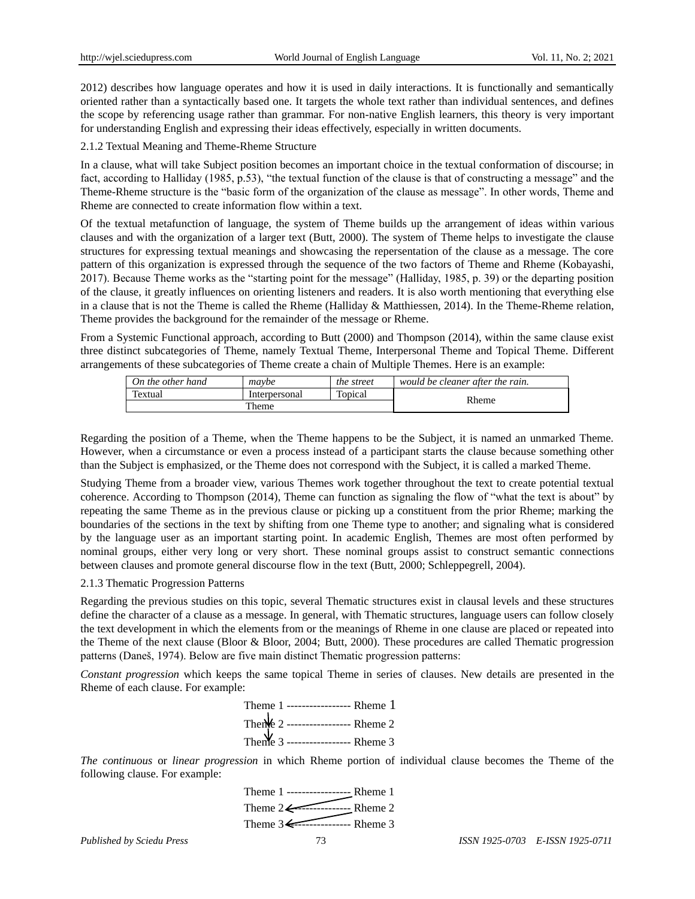2012) describes how language operates and how it is used in daily interactions. It is functionally and semantically oriented rather than a syntactically based one. It targets the whole text rather than individual sentences, and defines the scope by referencing usage rather than grammar. For non-native English learners, this theory is very important for understanding English and expressing their ideas effectively, especially in written documents.

### 2.1.2 Textual Meaning and Theme-Rheme Structure

In a clause, what will take Subject position becomes an important choice in the textual conformation of discourse; in fact, according to Halliday (1985, p.53), "the textual function of the clause is that of constructing a message" and the Theme-Rheme structure is the "basic form of the organization of the clause as message". In other words, Theme and Rheme are connected to create information flow within a text.

Of the textual metafunction of language, the system of Theme builds up the arrangement of ideas within various clauses and with the organization of a larger text (Butt, 2000). The system of Theme helps to investigate the clause structures for expressing textual meanings and showcasing the repersentation of the clause as a message. The core pattern of this organization is expressed through the sequence of the two factors of Theme and Rheme (Kobayashi, 2017). Because Theme works as the "starting point for the message" (Halliday, 1985, p. 39) or the departing position of the clause, it greatly influences on orienting listeners and readers. It is also worth mentioning that everything else in a clause that is not the Theme is called the Rheme (Halliday & Matthiessen, 2014). In the Theme-Rheme relation, Theme provides the background for the remainder of the message or Rheme.

From a Systemic Functional approach, according to Butt (2000) and Thompson (2014), within the same clause exist three distinct subcategories of Theme, namely Textual Theme, Interpersonal Theme and Topical Theme. Different arrangements of these subcategories of Theme create a chain of Multiple Themes. Here is an example:

| *On the other hand* | *maybe* | *the street* | *would be cleaner after the rain.* |
|---|---|---|---|
| Textual | Interpersonal | Topical | Rheme |
| Theme | | | |

Regarding the position of a Theme, when the Theme happens to be the Subject, it is named an unmarked Theme. However, when a circumstance or even a process instead of a participant starts the clause because something other than the Subject is emphasized, or the Theme does not correspond with the Subject, it is called a marked Theme.

Studying Theme from a broader view, various Themes work together throughout the text to create potential textual coherence. According to Thompson (2014), Theme can function as signaling the flow of "what the text is about" by repeating the same Theme as in the previous clause or picking up a constituent from the prior Rheme; marking the boundaries of the sections in the text by shifting from one Theme type to another; and signaling what is considered by the language user as an important starting point. In academic English, Themes are most often performed by nominal groups, either very long or very short. These nominal groups assist to construct semantic connections between clauses and promote general discourse flow in the text (Butt, 2000; Schleppegrell, 2004).

### 2.1.3 Thematic Progression Patterns

Regarding the previous studies on this topic, several Thematic structures exist in clausal levels and these structures define the character of a clause as a message. In general, with Thematic structures, language users can follow closely the text development in which the elements from or the meanings of Rheme in one clause are placed or repeated into the Theme of the next clause (Bloor & Bloor, 2004; Butt, 2000). These procedures are called Thematic progression patterns (Daneš, 1974). Below are five main distinct Thematic progression patterns:

*Constant progression* which keeps the same topical Theme in series of clauses. New details are presented in the Rheme of each clause. For example:

Theme 1 ----------------- Rheme 1
↓
Theme 2 ----------------- Rheme 2
↓
Theme 3 ----------------- Rheme 3

*The continuous* or *linear progression* in which Rheme portion of individual clause becomes the Theme of the following clause. For example:

Theme 1 ----------------- Rheme 1
Theme 2 ←---------------- Rheme 2
Theme 3 ←---------------- Rheme 3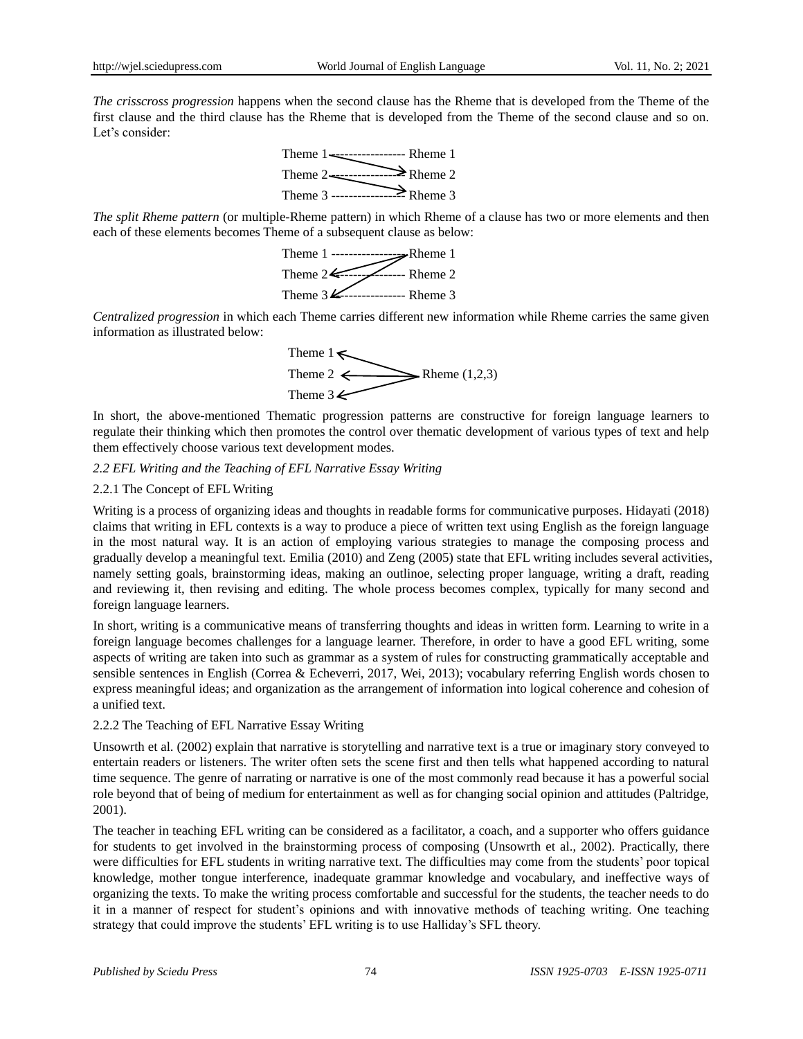*The crisscross progression* happens when the second clause has the Rheme that is developed from the Theme of the first clause and the third clause has the Rheme that is developed from the Theme of the second clause and so on. Let's consider:

```
Theme 1 ----------------- Rheme 1
Theme 2 ----------------- Rheme 2
Theme 3 ----------------- Rheme 3
```

*The split Rheme pattern* (or multiple-Rheme pattern) in which Rheme of a clause has two or more elements and then each of these elements becomes Theme of a subsequent clause as below:

```
Theme 1 ----------------- Rheme 1
Theme 2 ----------------- Rheme 2
Theme 3 ----------------- Rheme 3
```

*Centralized progression* in which each Theme carries different new information while Rheme carries the same given information as illustrated below:

```
Theme 1
Theme 2          Rheme (1,2,3)
Theme 3
```

In short, the above-mentioned Thematic progression patterns are constructive for foreign language learners to regulate their thinking which then promotes the control over thematic development of various types of text and help them effectively choose various text development modes.

### *2.2 EFL Writing and the Teaching of EFL Narrative Essay Writing*

#### 2.2.1 The Concept of EFL Writing

Writing is a process of organizing ideas and thoughts in readable forms for communicative purposes. Hidayati (2018) claims that writing in EFL contexts is a way to produce a piece of written text using English as the foreign language in the most natural way. It is an action of employing various strategies to manage the composing process and gradually develop a meaningful text. Emilia (2010) and Zeng (2005) state that EFL writing includes several activities, namely setting goals, brainstorming ideas, making an outlinoe, selecting proper language, writing a draft, reading and reviewing it, then revising and editing. The whole process becomes complex, typically for many second and foreign language learners.

In short, writing is a communicative means of transferring thoughts and ideas in written form. Learning to write in a foreign language becomes challenges for a language learner. Therefore, in order to have a good EFL writing, some aspects of writing are taken into such as grammar as a system of rules for constructing grammatically acceptable and sensible sentences in English (Correa & Echeverri, 2017, Wei, 2013); vocabulary referring English words chosen to express meaningful ideas; and organization as the arrangement of information into logical coherence and cohesion of a unified text.

#### 2.2.2 The Teaching of EFL Narrative Essay Writing

Unsowrth et al. (2002) explain that narrative is storytelling and narrative text is a true or imaginary story conveyed to entertain readers or listeners. The writer often sets the scene first and then tells what happened according to natural time sequence. The genre of narrating or narrative is one of the most commonly read because it has a powerful social role beyond that of being of medium for entertainment as well as for changing social opinion and attitudes (Paltridge, 2001).

The teacher in teaching EFL writing can be considered as a facilitator, a coach, and a supporter who offers guidance for students to get involved in the brainstorming process of composing (Unsowrth et al., 2002). Practically, there were difficulties for EFL students in writing narrative text. The difficulties may come from the students' poor topical knowledge, mother tongue interference, inadequate grammar knowledge and vocabulary, and ineffective ways of organizing the texts. To make the writing process comfortable and successful for the students, the teacher needs to do it in a manner of respect for student's opinions and with innovative methods of teaching writing. One teaching strategy that could improve the students' EFL writing is to use Halliday's SFL theory.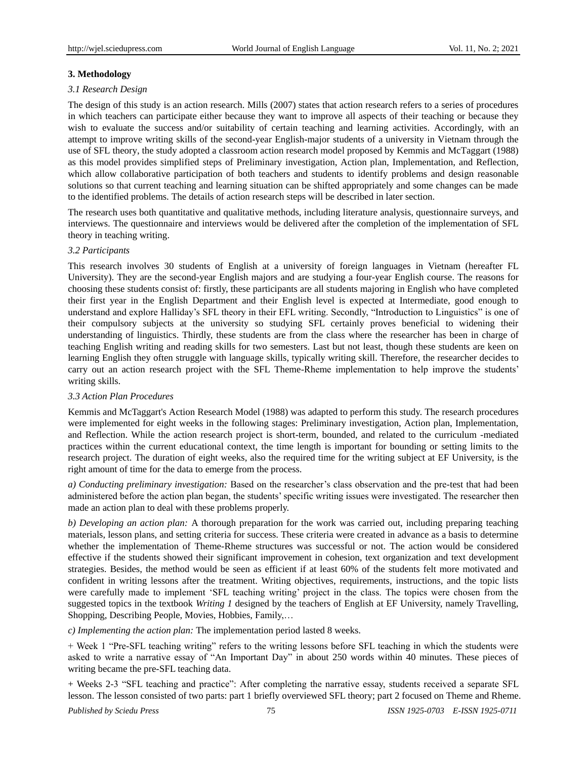## 3. Methodology

### 3.1 Research Design

The design of this study is an action research. Mills (2007) states that action research refers to a series of procedures in which teachers can participate either because they want to improve all aspects of their teaching or because they wish to evaluate the success and/or suitability of certain teaching and learning activities. Accordingly, with an attempt to improve writing skills of the second-year English-major students of a university in Vietnam through the use of SFL theory, the study adopted a classroom action research model proposed by Kemmis and McTaggart (1988) as this model provides simplified steps of Preliminary investigation, Action plan, Implementation, and Reflection, which allow collaborative participation of both teachers and students to identify problems and design reasonable solutions so that current teaching and learning situation can be shifted appropriately and some changes can be made to the identified problems. The details of action research steps will be described in later section.

The research uses both quantitative and qualitative methods, including literature analysis, questionnaire surveys, and interviews. The questionnaire and interviews would be delivered after the completion of the implementation of SFL theory in teaching writing.

### 3.2 Participants

This research involves 30 students of English at a university of foreign languages in Vietnam (hereafter FL University). They are the second-year English majors and are studying a four-year English course. The reasons for choosing these students consist of: firstly, these participants are all students majoring in English who have completed their first year in the English Department and their English level is expected at Intermediate, good enough to understand and explore Halliday's SFL theory in their EFL writing. Secondly, "Introduction to Linguistics" is one of their compulsory subjects at the university so studying SFL certainly proves beneficial to widening their understanding of linguistics. Thirdly, these students are from the class where the researcher has been in charge of teaching English writing and reading skills for two semesters. Last but not least, though these students are keen on learning English they often struggle with language skills, typically writing skill. Therefore, the researcher decides to carry out an action research project with the SFL Theme-Rheme implementation to help improve the students' writing skills.

### 3.3 Action Plan Procedures

Kemmis and McTaggart's Action Research Model (1988) was adapted to perform this study. The research procedures were implemented for eight weeks in the following stages: Preliminary investigation, Action plan, Implementation, and Reflection. While the action research project is short-term, bounded, and related to the curriculum -mediated practices within the current educational context, the time length is important for bounding or setting limits to the research project. The duration of eight weeks, also the required time for the writing subject at EF University, is the right amount of time for the data to emerge from the process.

*a) Conducting preliminary investigation:* Based on the researcher's class observation and the pre-test that had been administered before the action plan began, the students' specific writing issues were investigated. The researcher then made an action plan to deal with these problems properly.

*b) Developing an action plan:* A thorough preparation for the work was carried out, including preparing teaching materials, lesson plans, and setting criteria for success. These criteria were created in advance as a basis to determine whether the implementation of Theme-Rheme structures was successful or not. The action would be considered effective if the students showed their significant improvement in cohesion, text organization and text development strategies. Besides, the method would be seen as efficient if at least 60% of the students felt more motivated and confident in writing lessons after the treatment. Writing objectives, requirements, instructions, and the topic lists were carefully made to implement 'SFL teaching writing' project in the class. The topics were chosen from the suggested topics in the textbook *Writing 1* designed by the teachers of English at EF University, namely Travelling, Shopping, Describing People, Movies, Hobbies, Family,…

*c) Implementing the action plan:* The implementation period lasted 8 weeks.

+ Week 1 "Pre-SFL teaching writing" refers to the writing lessons before SFL teaching in which the students were asked to write a narrative essay of "An Important Day" in about 250 words within 40 minutes. These pieces of writing became the pre-SFL teaching data.

+ Weeks 2-3 "SFL teaching and practice": After completing the narrative essay, students received a separate SFL lesson. The lesson consisted of two parts: part 1 briefly overviewed SFL theory; part 2 focused on Theme and Rheme.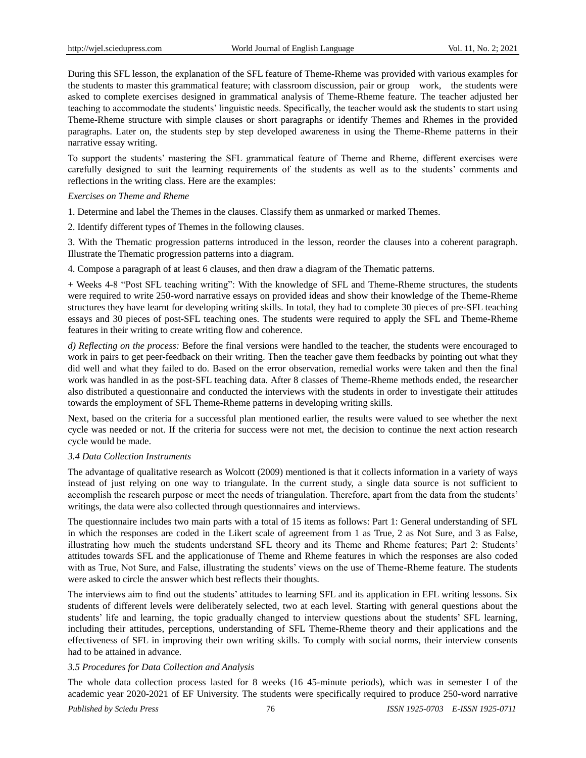During this SFL lesson, the explanation of the SFL feature of Theme-Rheme was provided with various examples for the students to master this grammatical feature; with classroom discussion, pair or group work, the students were asked to complete exercises designed in grammatical analysis of Theme-Rheme feature. The teacher adjusted her teaching to accommodate the students' linguistic needs. Specifically, the teacher would ask the students to start using Theme-Rheme structure with simple clauses or short paragraphs or identify Themes and Rhemes in the provided paragraphs. Later on, the students step by step developed awareness in using the Theme-Rheme patterns in their narrative essay writing.

To support the students' mastering the SFL grammatical feature of Theme and Rheme, different exercises were carefully designed to suit the learning requirements of the students as well as to the students' comments and reflections in the writing class. Here are the examples:

*Exercises on Theme and Rheme*

1. Determine and label the Themes in the clauses. Classify them as unmarked or marked Themes.

2. Identify different types of Themes in the following clauses.

3. With the Thematic progression patterns introduced in the lesson, reorder the clauses into a coherent paragraph. Illustrate the Thematic progression patterns into a diagram.

4. Compose a paragraph of at least 6 clauses, and then draw a diagram of the Thematic patterns.

+ Weeks 4-8 "Post SFL teaching writing": With the knowledge of SFL and Theme-Rheme structures, the students were required to write 250-word narrative essays on provided ideas and show their knowledge of the Theme-Rheme structures they have learnt for developing writing skills. In total, they had to complete 30 pieces of pre-SFL teaching essays and 30 pieces of post-SFL teaching ones. The students were required to apply the SFL and Theme-Rheme features in their writing to create writing flow and coherence.

*d) Reflecting on the process:* Before the final versions were handled to the teacher, the students were encouraged to work in pairs to get peer-feedback on their writing. Then the teacher gave them feedbacks by pointing out what they did well and what they failed to do. Based on the error observation, remedial works were taken and then the final work was handled in as the post-SFL teaching data. After 8 classes of Theme-Rheme methods ended, the researcher also distributed a questionnaire and conducted the interviews with the students in order to investigate their attitudes towards the employment of SFL Theme-Rheme patterns in developing writing skills.

Next, based on the criteria for a successful plan mentioned earlier, the results were valued to see whether the next cycle was needed or not. If the criteria for success were not met, the decision to continue the next action research cycle would be made.

### *3.4 Data Collection Instruments*

The advantage of qualitative research as Wolcott (2009) mentioned is that it collects information in a variety of ways instead of just relying on one way to triangulate. In the current study, a single data source is not sufficient to accomplish the research purpose or meet the needs of triangulation. Therefore, apart from the data from the students' writings, the data were also collected through questionnaires and interviews.

The questionnaire includes two main parts with a total of 15 items as follows: Part 1: General understanding of SFL in which the responses are coded in the Likert scale of agreement from 1 as True, 2 as Not Sure, and 3 as False, illustrating how much the students understand SFL theory and its Theme and Rheme features; Part 2: Students' attitudes towards SFL and the applicationuse of Theme and Rheme features in which the responses are also coded with as True, Not Sure, and False, illustrating the students' views on the use of Theme-Rheme feature. The students were asked to circle the answer which best reflects their thoughts.

The interviews aim to find out the students' attitudes to learning SFL and its application in EFL writing lessons. Six students of different levels were deliberately selected, two at each level. Starting with general questions about the students' life and learning, the topic gradually changed to interview questions about the students' SFL learning, including their attitudes, perceptions, understanding of SFL Theme-Rheme theory and their applications and the effectiveness of SFL in improving their own writing skills. To comply with social norms, their interview consents had to be attained in advance.

### *3.5 Procedures for Data Collection and Analysis*

The whole data collection process lasted for 8 weeks (16 45-minute periods), which was in semester I of the academic year 2020-2021 of EF University. The students were specifically required to produce 250-word narrative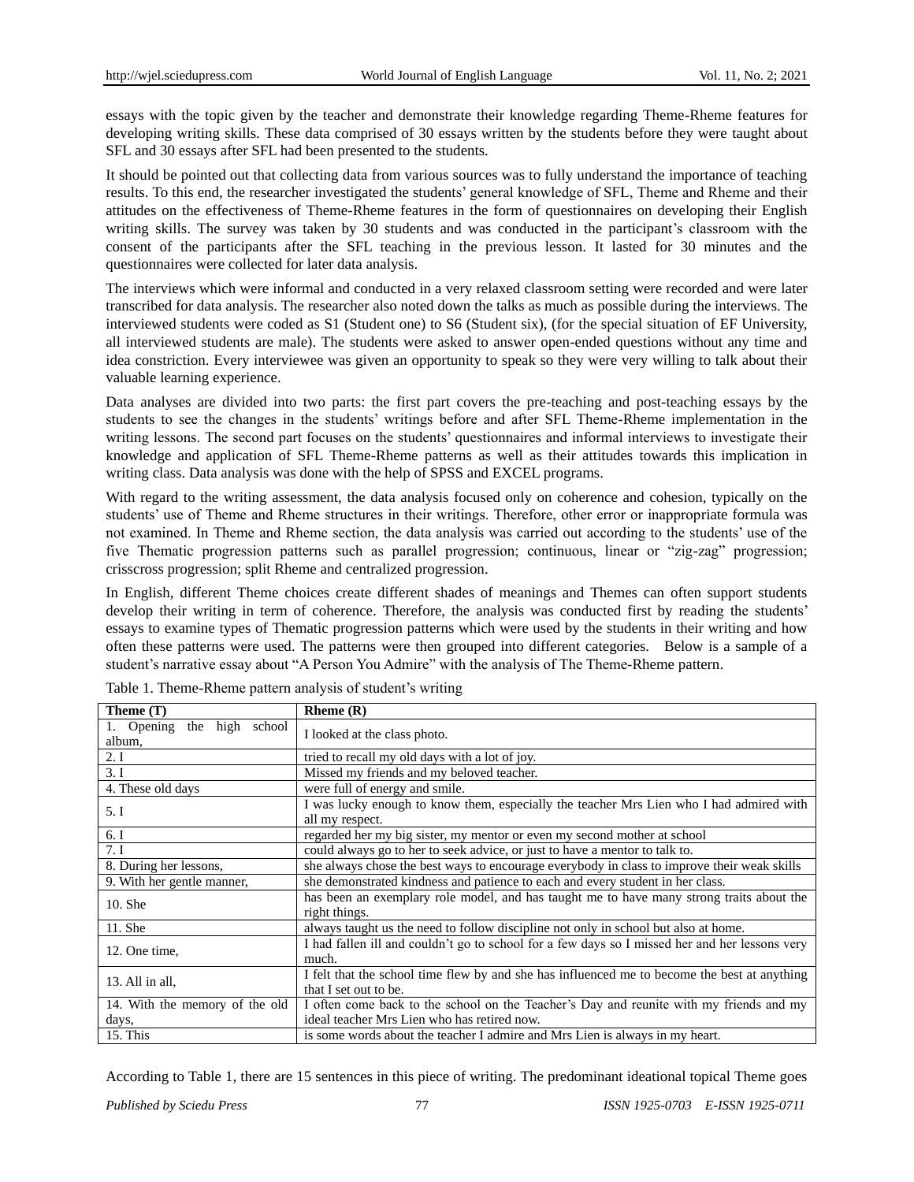essays with the topic given by the teacher and demonstrate their knowledge regarding Theme-Rheme features for developing writing skills. These data comprised of 30 essays written by the students before they were taught about SFL and 30 essays after SFL had been presented to the students.

It should be pointed out that collecting data from various sources was to fully understand the importance of teaching results. To this end, the researcher investigated the students' general knowledge of SFL, Theme and Rheme and their attitudes on the effectiveness of Theme-Rheme features in the form of questionnaires on developing their English writing skills. The survey was taken by 30 students and was conducted in the participant's classroom with the consent of the participants after the SFL teaching in the previous lesson. It lasted for 30 minutes and the questionnaires were collected for later data analysis.

The interviews which were informal and conducted in a very relaxed classroom setting were recorded and were later transcribed for data analysis. The researcher also noted down the talks as much as possible during the interviews. The interviewed students were coded as S1 (Student one) to S6 (Student six), (for the special situation of EF University, all interviewed students are male). The students were asked to answer open-ended questions without any time and idea constriction. Every interviewee was given an opportunity to speak so they were very willing to talk about their valuable learning experience.

Data analyses are divided into two parts: the first part covers the pre-teaching and post-teaching essays by the students to see the changes in the students' writings before and after SFL Theme-Rheme implementation in the writing lessons. The second part focuses on the students' questionnaires and informal interviews to investigate their knowledge and application of SFL Theme-Rheme patterns as well as their attitudes towards this implication in writing class. Data analysis was done with the help of SPSS and EXCEL programs.

With regard to the writing assessment, the data analysis focused only on coherence and cohesion, typically on the students' use of Theme and Rheme structures in their writings. Therefore, other error or inappropriate formula was not examined. In Theme and Rheme section, the data analysis was carried out according to the students' use of the five Thematic progression patterns such as parallel progression; continuous, linear or "zig-zag" progression; crisscross progression; split Rheme and centralized progression.

In English, different Theme choices create different shades of meanings and Themes can often support students develop their writing in term of coherence. Therefore, the analysis was conducted first by reading the students' essays to examine types of Thematic progression patterns which were used by the students in their writing and how often these patterns were used. The patterns were then grouped into different categories. Below is a sample of a student's narrative essay about "A Person You Admire" with the analysis of The Theme-Rheme pattern.

Table 1. Theme-Rheme pattern analysis of student's writing

| Theme (T) | Rheme (R) |
|---|---|
| 1. Opening the high school album, | I looked at the class photo. |
| 2. I | tried to recall my old days with a lot of joy. |
| 3. I | Missed my friends and my beloved teacher. |
| 4. These old days | were full of energy and smile. |
| 5. I | I was lucky enough to know them, especially the teacher Mrs Lien who I had admired with all my respect. |
| 6. I | regarded her my big sister, my mentor or even my second mother at school |
| 7. I | could always go to her to seek advice, or just to have a mentor to talk to. |
| 8. During her lessons, | she always chose the best ways to encourage everybody in class to improve their weak skills |
| 9. With her gentle manner, | she demonstrated kindness and patience to each and every student in her class. |
| 10. She | has been an exemplary role model, and has taught me to have many strong traits about the right things. |
| 11. She | always taught us the need to follow discipline not only in school but also at home. |
| 12. One time, | I had fallen ill and couldn't go to school for a few days so I missed her and her lessons very much. |
| 13. All in all, | I felt that the school time flew by and she has influenced me to become the best at anything that I set out to be. |
| 14. With the memory of the old days, | I often come back to the school on the Teacher's Day and reunite with my friends and my ideal teacher Mrs Lien who has retired now. |
| 15. This | is some words about the teacher I admire and Mrs Lien is always in my heart. |

According to Table 1, there are 15 sentences in this piece of writing. The predominant ideational topical Theme goes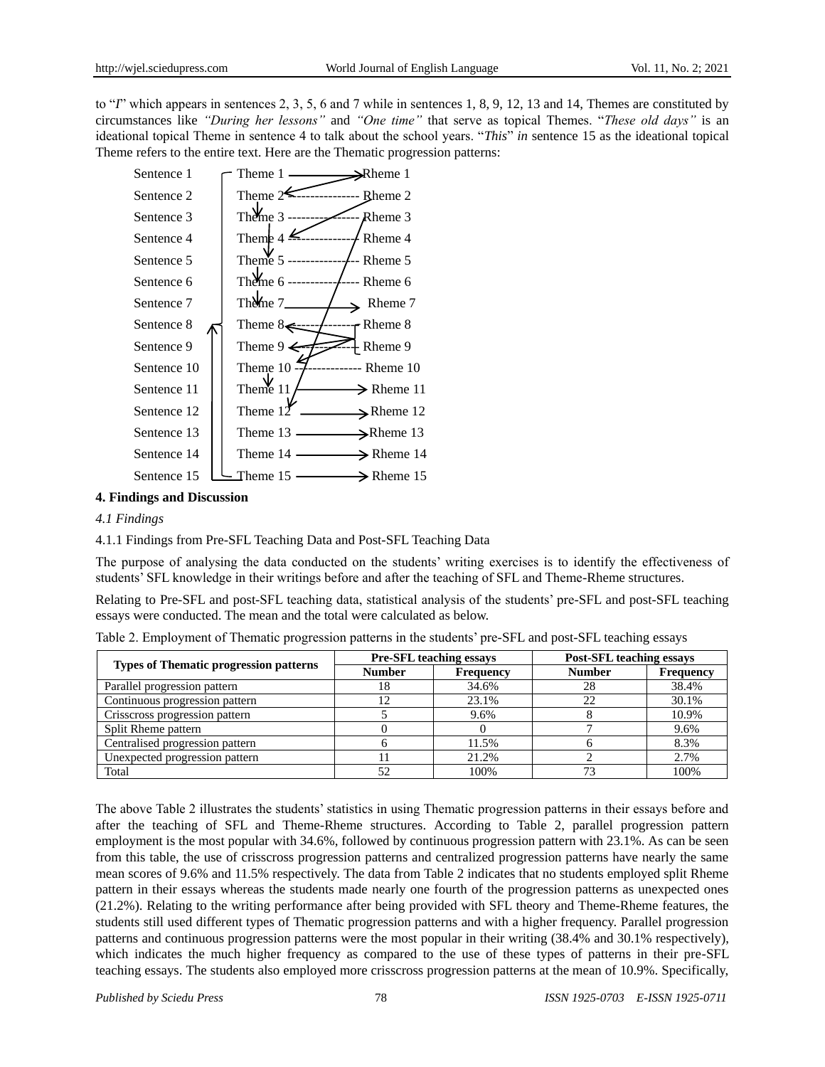to "*I*" which appears in sentences 2, 3, 5, 6 and 7 while in sentences 1, 8, 9, 12, 13 and 14, Themes are constituted by circumstances like *"During her lessons"* and *"One time"* that serve as topical Themes. "*These old days"* is an ideational topical Theme in sentence 4 to talk about the school years. "*This*" *in* sentence 15 as the ideational topical Theme refers to the entire text. Here are the Thematic progression patterns:

Sentence 1 Theme 1 → Rheme 1
Sentence 2 Theme 2 ---------------- Rheme 2
Sentence 3 Theme 3 ---------------- Rheme 3
Sentence 4 Theme 4 ---------------- Rheme 4
Sentence 5 Theme 5 ---------------- Rheme 5
Sentence 6 Theme 6 ---------------- Rheme 6
Sentence 7 Theme 7 → Rheme 7
Sentence 8 Theme 8 ---------------- Rheme 8
Sentence 9 Theme 9 ---------------- Rheme 9
Sentence 10 Theme 10 -------------- Rheme 10
Sentence 11 Theme 11 → Rheme 11
Sentence 12 Theme 12 → Rheme 12
Sentence 13 Theme 13 → Rheme 13
Sentence 14 Theme 14 → Rheme 14
Sentence 15 Theme 15 → Rheme 15

## 4. Findings and Discussion

### *4.1 Findings*

4.1.1 Findings from Pre-SFL Teaching Data and Post-SFL Teaching Data

The purpose of analysing the data conducted on the students' writing exercises is to identify the effectiveness of students' SFL knowledge in their writings before and after the teaching of SFL and Theme-Rheme structures.

Relating to Pre-SFL and post-SFL teaching data, statistical analysis of the students' pre-SFL and post-SFL teaching essays were conducted. The mean and the total were calculated as below.

Table 2. Employment of Thematic progression patterns in the students' pre-SFL and post-SFL teaching essays

| Types of Thematic progression patterns | Pre-SFL teaching essays | | Post-SFL teaching essays | |
|---|---|---|---|---|
| | Number | Frequency | Number | Frequency |
| Parallel progression pattern | 18 | 34.6% | 28 | 38.4% |
| Continuous progression pattern | 12 | 23.1% | 22 | 30.1% |
| Crisscross progression pattern | 5 | 9.6% | 8 | 10.9% |
| Split Rheme pattern | 0 | 0 | 7 | 9.6% |
| Centralised progression pattern | 6 | 11.5% | 6 | 8.3% |
| Unexpected progression pattern | 11 | 21.2% | 2 | 2.7% |
| Total | 52 | 100% | 73 | 100% |

The above Table 2 illustrates the students' statistics in using Thematic progression patterns in their essays before and after the teaching of SFL and Theme-Rheme structures. According to Table 2, parallel progression pattern employment is the most popular with 34.6%, followed by continuous progression pattern with 23.1%. As can be seen from this table, the use of crisscross progression patterns and centralized progression patterns have nearly the same mean scores of 9.6% and 11.5% respectively. The data from Table 2 indicates that no students employed split Rheme pattern in their essays whereas the students made nearly one fourth of the progression patterns as unexpected ones (21.2%). Relating to the writing performance after being provided with SFL theory and Theme-Rheme features, the students still used different types of Thematic progression patterns and with a higher frequency. Parallel progression patterns and continuous progression patterns were the most popular in their writing (38.4% and 30.1% respectively), which indicates the much higher frequency as compared to the use of these types of patterns in their pre-SFL teaching essays. The students also employed more crisscross progression patterns at the mean of 10.9%. Specifically,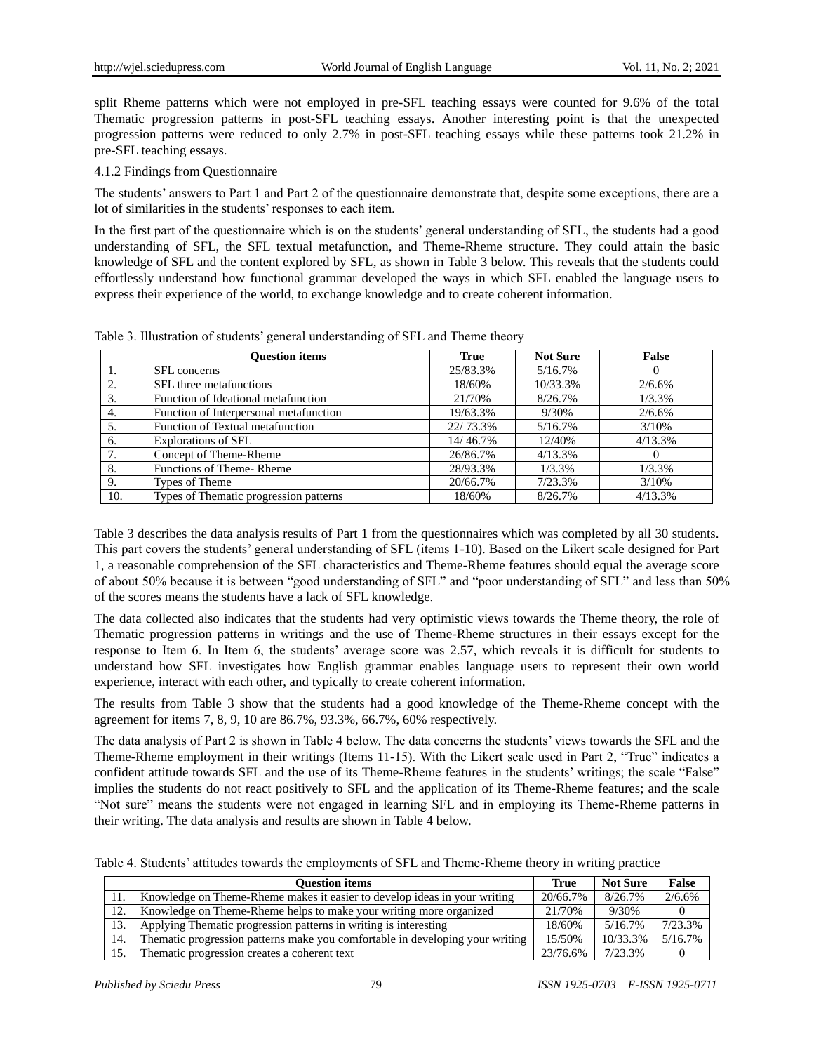split Rheme patterns which were not employed in pre-SFL teaching essays were counted for 9.6% of the total Thematic progression patterns in post-SFL teaching essays. Another interesting point is that the unexpected progression patterns were reduced to only 2.7% in post-SFL teaching essays while these patterns took 21.2% in pre-SFL teaching essays.

#### 4.1.2 Findings from Questionnaire

The students' answers to Part 1 and Part 2 of the questionnaire demonstrate that, despite some exceptions, there are a lot of similarities in the students' responses to each item.

In the first part of the questionnaire which is on the students' general understanding of SFL, the students had a good understanding of SFL, the SFL textual metafunction, and Theme-Rheme structure. They could attain the basic knowledge of SFL and the content explored by SFL, as shown in Table 3 below. This reveals that the students could effortlessly understand how functional grammar developed the ways in which SFL enabled the language users to express their experience of the world, to exchange knowledge and to create coherent information.

Table 3. Illustration of students' general understanding of SFL and Theme theory

| | Question items | True | Not Sure | False |
|---|---|---|---|---|
| 1. | SFL concerns | 25/83.3% | 5/16.7% | 0 |
| 2. | SFL three metafunctions | 18/60% | 10/33.3% | 2/6.6% |
| 3. | Function of Ideational metafunction | 21/70% | 8/26.7% | 1/3.3% |
| 4. | Function of Interpersonal metafunction | 19/63.3% | 9/30% | 2/6.6% |
| 5. | Function of Textual metafunction | 22/ 73.3% | 5/16.7% | 3/10% |
| 6. | Explorations of SFL | 14/ 46.7% | 12/40% | 4/13.3% |
| 7. | Concept of Theme-Rheme | 26/86.7% | 4/13.3% | 0 |
| 8. | Functions of Theme- Rheme | 28/93.3% | 1/3.3% | 1/3.3% |
| 9. | Types of Theme | 20/66.7% | 7/23.3% | 3/10% |
| 10. | Types of Thematic progression patterns | 18/60% | 8/26.7% | 4/13.3% |

Table 3 describes the data analysis results of Part 1 from the questionnaires which was completed by all 30 students. This part covers the students' general understanding of SFL (items 1-10). Based on the Likert scale designed for Part 1, a reasonable comprehension of the SFL characteristics and Theme-Rheme features should equal the average score of about 50% because it is between "good understanding of SFL" and "poor understanding of SFL" and less than 50% of the scores means the students have a lack of SFL knowledge.

The data collected also indicates that the students had very optimistic views towards the Theme theory, the role of Thematic progression patterns in writings and the use of Theme-Rheme structures in their essays except for the response to Item 6. In Item 6, the students' average score was 2.57, which reveals it is difficult for students to understand how SFL investigates how English grammar enables language users to represent their own world experience, interact with each other, and typically to create coherent information.

The results from Table 3 show that the students had a good knowledge of the Theme-Rheme concept with the agreement for items 7, 8, 9, 10 are 86.7%, 93.3%, 66.7%, 60% respectively.

The data analysis of Part 2 is shown in Table 4 below. The data concerns the students' views towards the SFL and the Theme-Rheme employment in their writings (Items 11-15). With the Likert scale used in Part 2, "True" indicates a confident attitude towards SFL and the use of its Theme-Rheme features in the students' writings; the scale "False" implies the students do not react positively to SFL and the application of its Theme-Rheme features; and the scale "Not sure" means the students were not engaged in learning SFL and in employing its Theme-Rheme patterns in their writing. The data analysis and results are shown in Table 4 below.

Table 4. Students' attitudes towards the employments of SFL and Theme-Rheme theory in writing practice

| | Question items | True | Not Sure | False |
|---|---|---|---|---|
| 11. | Knowledge on Theme-Rheme makes it easier to develop ideas in your writing | 20/66.7% | 8/26.7% | 2/6.6% |
| 12. | Knowledge on Theme-Rheme helps to make your writing more organized | 21/70% | 9/30% | 0 |
| 13. | Applying Thematic progression patterns in writing is interesting | 18/60% | 5/16.7% | 7/23.3% |
| 14. | Thematic progression patterns make you comfortable in developing your writing | 15/50% | 10/33.3% | 5/16.7% |
| 15. | Thematic progression creates a coherent text | 23/76.6% | 7/23.3% | 0 |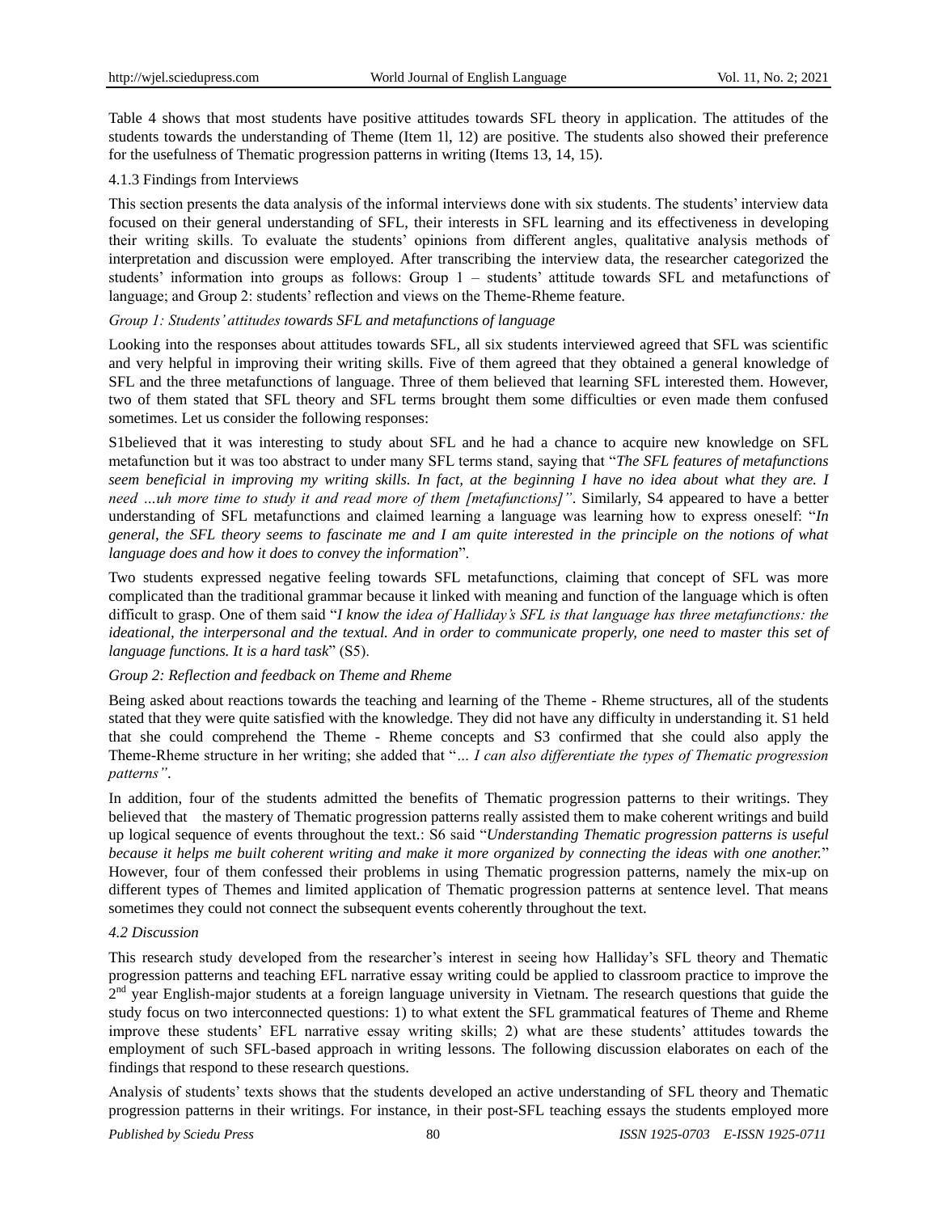Table 4 shows that most students have positive attitudes towards SFL theory in application. The attitudes of the students towards the understanding of Theme (Item 1l, 12) are positive. The students also showed their preference for the usefulness of Thematic progression patterns in writing (Items 13, 14, 15).

4.1.3 Findings from Interviews

This section presents the data analysis of the informal interviews done with six students. The students' interview data focused on their general understanding of SFL, their interests in SFL learning and its effectiveness in developing their writing skills. To evaluate the students' opinions from different angles, qualitative analysis methods of interpretation and discussion were employed. After transcribing the interview data, the researcher categorized the students' information into groups as follows: Group 1 – students' attitude towards SFL and metafunctions of language; and Group 2: students' reflection and views on the Theme-Rheme feature.

*Group 1: Students' attitudes towards SFL and metafunctions of language*

Looking into the responses about attitudes towards SFL, all six students interviewed agreed that SFL was scientific and very helpful in improving their writing skills. Five of them agreed that they obtained a general knowledge of SFL and the three metafunctions of language. Three of them believed that learning SFL interested them. However, two of them stated that SFL theory and SFL terms brought them some difficulties or even made them confused sometimes. Let us consider the following responses:

S1believed that it was interesting to study about SFL and he had a chance to acquire new knowledge on SFL metafunction but it was too abstract to under many SFL terms stand, saying that "*The SFL features of metafunctions seem beneficial in improving my writing skills. In fact, at the beginning I have no idea about what they are. I need …uh more time to study it and read more of them [metafunctions]"*. Similarly, S4 appeared to have a better understanding of SFL metafunctions and claimed learning a language was learning how to express oneself: "*In general, the SFL theory seems to fascinate me and I am quite interested in the principle on the notions of what language does and how it does to convey the information*".

Two students expressed negative feeling towards SFL metafunctions, claiming that concept of SFL was more complicated than the traditional grammar because it linked with meaning and function of the language which is often difficult to grasp. One of them said "*I know the idea of Halliday's SFL is that language has three metafunctions: the ideational, the interpersonal and the textual. And in order to communicate properly, one need to master this set of language functions. It is a hard task*" (S5).

*Group 2: Reflection and feedback on Theme and Rheme*

Being asked about reactions towards the teaching and learning of the Theme - Rheme structures, all of the students stated that they were quite satisfied with the knowledge. They did not have any difficulty in understanding it. S1 held that she could comprehend the Theme - Rheme concepts and S3 confirmed that she could also apply the Theme-Rheme structure in her writing; she added that "*… I can also differentiate the types of Thematic progression patterns"*.

In addition, four of the students admitted the benefits of Thematic progression patterns to their writings. They believed that the mastery of Thematic progression patterns really assisted them to make coherent writings and build up logical sequence of events throughout the text.: S6 said "*Understanding Thematic progression patterns is useful because it helps me built coherent writing and make it more organized by connecting the ideas with one another.*" However, four of them confessed their problems in using Thematic progression patterns, namely the mix-up on different types of Themes and limited application of Thematic progression patterns at sentence level. That means sometimes they could not connect the subsequent events coherently throughout the text.

### *4.2 Discussion*

This research study developed from the researcher's interest in seeing how Halliday's SFL theory and Thematic progression patterns and teaching EFL narrative essay writing could be applied to classroom practice to improve the 2nd year English-major students at a foreign language university in Vietnam. The research questions that guide the study focus on two interconnected questions: 1) to what extent the SFL grammatical features of Theme and Rheme improve these students' EFL narrative essay writing skills; 2) what are these students' attitudes towards the employment of such SFL-based approach in writing lessons. The following discussion elaborates on each of the findings that respond to these research questions.

Analysis of students' texts shows that the students developed an active understanding of SFL theory and Thematic progression patterns in their writings. For instance, in their post-SFL teaching essays the students employed more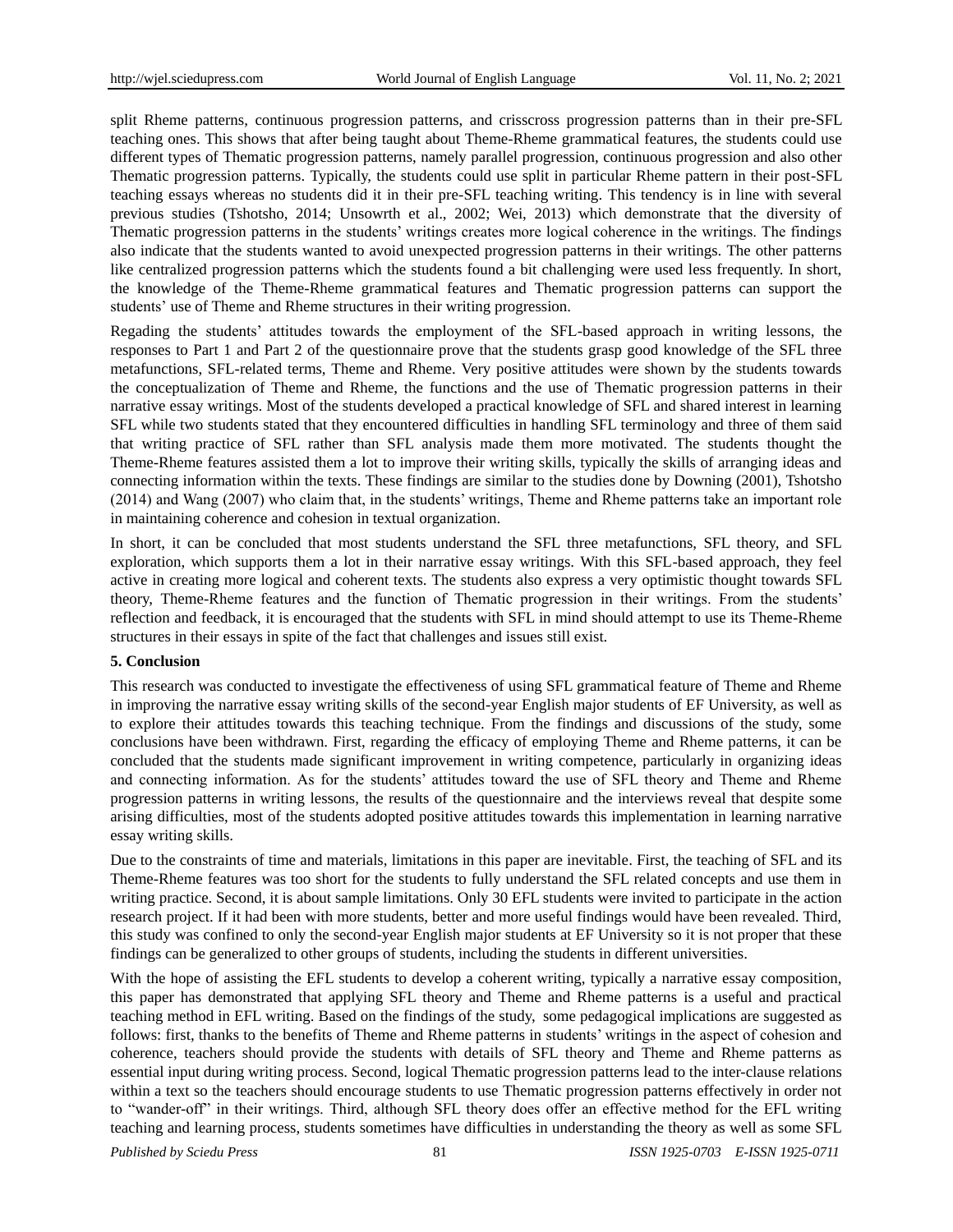split Rheme patterns, continuous progression patterns, and crisscross progression patterns than in their pre-SFL teaching ones. This shows that after being taught about Theme-Rheme grammatical features, the students could use different types of Thematic progression patterns, namely parallel progression, continuous progression and also other Thematic progression patterns. Typically, the students could use split in particular Rheme pattern in their post-SFL teaching essays whereas no students did it in their pre-SFL teaching writing. This tendency is in line with several previous studies (Tshotsho, 2014; Unsowrth et al., 2002; Wei, 2013) which demonstrate that the diversity of Thematic progression patterns in the students' writings creates more logical coherence in the writings. The findings also indicate that the students wanted to avoid unexpected progression patterns in their writings. The other patterns like centralized progression patterns which the students found a bit challenging were used less frequently. In short, the knowledge of the Theme-Rheme grammatical features and Thematic progression patterns can support the students' use of Theme and Rheme structures in their writing progression.

Regading the students' attitudes towards the employment of the SFL-based approach in writing lessons, the responses to Part 1 and Part 2 of the questionnaire prove that the students grasp good knowledge of the SFL three metafunctions, SFL-related terms, Theme and Rheme. Very positive attitudes were shown by the students towards the conceptualization of Theme and Rheme, the functions and the use of Thematic progression patterns in their narrative essay writings. Most of the students developed a practical knowledge of SFL and shared interest in learning SFL while two students stated that they encountered difficulties in handling SFL terminology and three of them said that writing practice of SFL rather than SFL analysis made them more motivated. The students thought the Theme-Rheme features assisted them a lot to improve their writing skills, typically the skills of arranging ideas and connecting information within the texts. These findings are similar to the studies done by Downing (2001), Tshotsho (2014) and Wang (2007) who claim that, in the students' writings, Theme and Rheme patterns take an important role in maintaining coherence and cohesion in textual organization.

In short, it can be concluded that most students understand the SFL three metafunctions, SFL theory, and SFL exploration, which supports them a lot in their narrative essay writings. With this SFL-based approach, they feel active in creating more logical and coherent texts. The students also express a very optimistic thought towards SFL theory, Theme-Rheme features and the function of Thematic progression in their writings. From the students' reflection and feedback, it is encouraged that the students with SFL in mind should attempt to use its Theme-Rheme structures in their essays in spite of the fact that challenges and issues still exist.

## 5. Conclusion

This research was conducted to investigate the effectiveness of using SFL grammatical feature of Theme and Rheme in improving the narrative essay writing skills of the second-year English major students of EF University, as well as to explore their attitudes towards this teaching technique. From the findings and discussions of the study, some conclusions have been withdrawn. First, regarding the efficacy of employing Theme and Rheme patterns, it can be concluded that the students made significant improvement in writing competence, particularly in organizing ideas and connecting information. As for the students' attitudes toward the use of SFL theory and Theme and Rheme progression patterns in writing lessons, the results of the questionnaire and the interviews reveal that despite some arising difficulties, most of the students adopted positive attitudes towards this implementation in learning narrative essay writing skills.

Due to the constraints of time and materials, limitations in this paper are inevitable. First, the teaching of SFL and its Theme-Rheme features was too short for the students to fully understand the SFL related concepts and use them in writing practice. Second, it is about sample limitations. Only 30 EFL students were invited to participate in the action research project. If it had been with more students, better and more useful findings would have been revealed. Third, this study was confined to only the second-year English major students at EF University so it is not proper that these findings can be generalized to other groups of students, including the students in different universities.

With the hope of assisting the EFL students to develop a coherent writing, typically a narrative essay composition, this paper has demonstrated that applying SFL theory and Theme and Rheme patterns is a useful and practical teaching method in EFL writing. Based on the findings of the study, some pedagogical implications are suggested as follows: first, thanks to the benefits of Theme and Rheme patterns in students' writings in the aspect of cohesion and coherence, teachers should provide the students with details of SFL theory and Theme and Rheme patterns as essential input during writing process. Second, logical Thematic progression patterns lead to the inter-clause relations within a text so the teachers should encourage students to use Thematic progression patterns effectively in order not to "wander-off" in their writings. Third, although SFL theory does offer an effective method for the EFL writing teaching and learning process, students sometimes have difficulties in understanding the theory as well as some SFL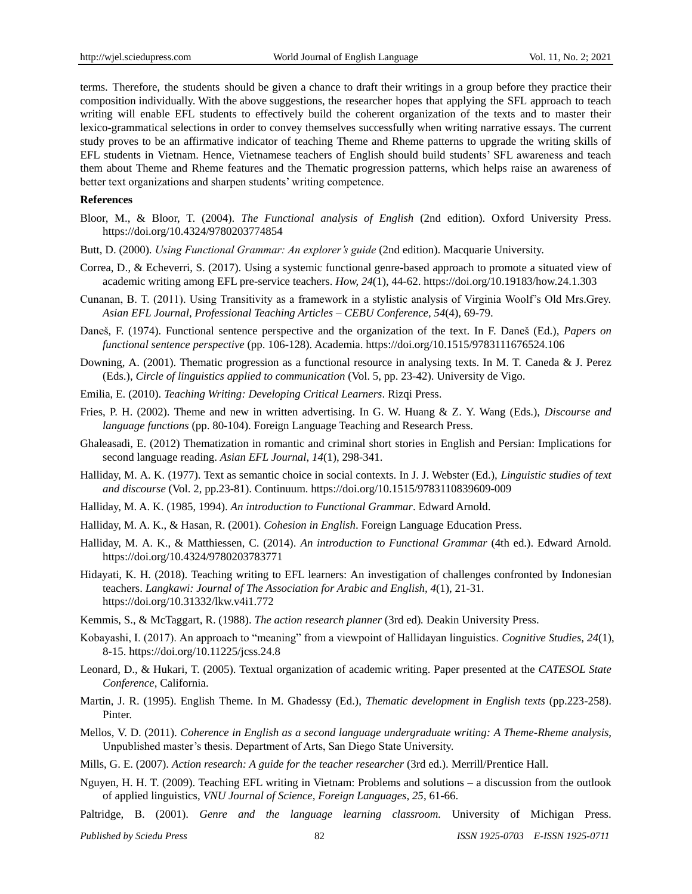terms. Therefore, the students should be given a chance to draft their writings in a group before they practice their composition individually. With the above suggestions, the researcher hopes that applying the SFL approach to teach writing will enable EFL students to effectively build the coherent organization of the texts and to master their lexico-grammatical selections in order to convey themselves successfully when writing narrative essays. The current study proves to be an affirmative indicator of teaching Theme and Rheme patterns to upgrade the writing skills of EFL students in Vietnam. Hence, Vietnamese teachers of English should build students' SFL awareness and teach them about Theme and Rheme features and the Thematic progression patterns, which helps raise an awareness of better text organizations and sharpen students' writing competence.

**References**

Bloor, M., & Bloor, T. (2004). *The Functional analysis of English* (2nd edition). Oxford University Press. https://doi.org/10.4324/9780203774854

Butt, D. (2000). *Using Functional Grammar: An explorer's guide* (2nd edition). Macquarie University.

Correa, D., & Echeverri, S. (2017). Using a systemic functional genre-based approach to promote a situated view of academic writing among EFL pre-service teachers. *How, 24*(1), 44-62. https://doi.org/10.19183/how.24.1.303

Cunanan, B. T. (2011). Using Transitivity as a framework in a stylistic analysis of Virginia Woolf's Old Mrs.Grey. *Asian EFL Journal, Professional Teaching Articles – CEBU Conference, 54*(4), 69-79.

Daneš, F. (1974). Functional sentence perspective and the organization of the text. In F. Daneš (Ed.), *Papers on functional sentence perspective* (pp. 106-128). Academia. https://doi.org/10.1515/9783111676524.106

Downing, A. (2001). Thematic progression as a functional resource in analysing texts. In M. T. Caneda & J. Perez (Eds.), *Circle of linguistics applied to communication* (Vol. 5, pp. 23-42). University de Vigo.

Emilia, E. (2010). *Teaching Writing: Developing Critical Learners*. Rizqi Press.

Fries, P. H. (2002). Theme and new in written advertising. In G. W. Huang & Z. Y. Wang (Eds.), *Discourse and language functions* (pp. 80-104). Foreign Language Teaching and Research Press.

Ghaleasadi, E. (2012) Thematization in romantic and criminal short stories in English and Persian: Implications for second language reading. *Asian EFL Journal, 14*(1), 298-341.

Halliday, M. A. K. (1977). Text as semantic choice in social contexts. In J. J. Webster (Ed.), *Linguistic studies of text and discourse* (Vol. 2, pp.23-81). Continuum. https://doi.org/10.1515/9783110839609-009

Halliday, M. A. K. (1985, 1994). *An introduction to Functional Grammar*. Edward Arnold.

Halliday, M. A. K., & Hasan, R. (2001). *Cohesion in English*. Foreign Language Education Press.

Halliday, M. A. K., & Matthiessen, C. (2014). *An introduction to Functional Grammar* (4th ed.). Edward Arnold. https://doi.org/10.4324/9780203783771

Hidayati, K. H. (2018). Teaching writing to EFL learners: An investigation of challenges confronted by Indonesian teachers. *Langkawi: Journal of The Association for Arabic and English, 4*(1), 21-31. https://doi.org/10.31332/lkw.v4i1.772

Kemmis, S., & McTaggart, R. (1988). *The action research planner* (3rd ed)*.* Deakin University Press.

Kobayashi, I. (2017). An approach to "meaning" from a viewpoint of Hallidayan linguistics. *Cognitive Studies, 24*(1), 8-15. https://doi.org/10.11225/jcss.24.8

Leonard, D., & Hukari, T. (2005). Textual organization of academic writing. Paper presented at the *CATESOL State Conference*, California.

Martin, J. R. (1995). English Theme. In M. Ghadessy (Ed.), *Thematic development in English texts* (pp.223-258). Pinter.

Mellos, V. D. (2011). *Coherence in English as a second language undergraduate writing: A Theme-Rheme analysis*, Unpublished master's thesis. Department of Arts, San Diego State University.

Mills, G. E. (2007). *Action research: A guide for the teacher researcher* (3rd ed.). Merrill/Prentice Hall.

Nguyen, H. H. T. (2009). Teaching EFL writing in Vietnam: Problems and solutions – a discussion from the outlook of applied linguistics, *VNU Journal of Science, Foreign Languages, 25*, 61-66.

Paltridge, B. (2001). *Genre and the language learning classroom.* University of Michigan Press.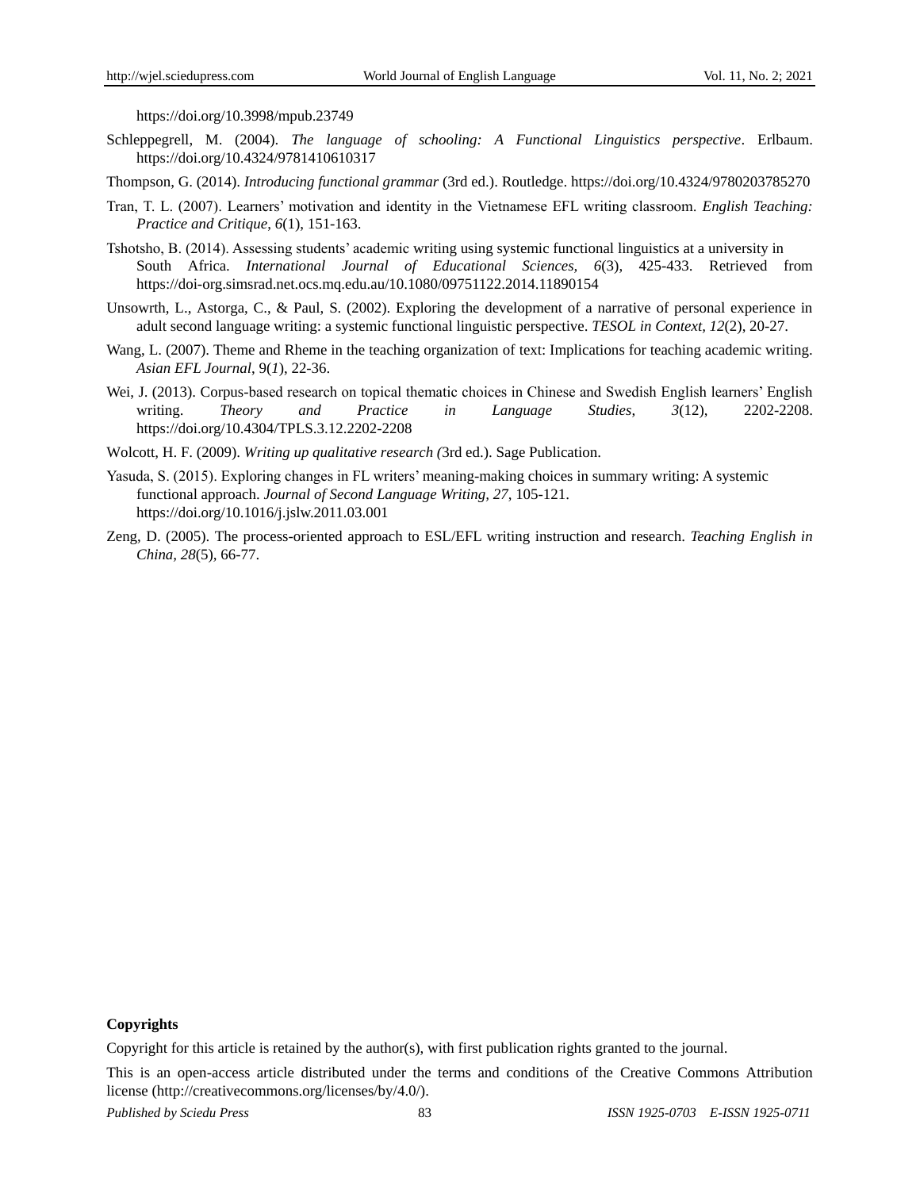https://doi.org/10.3998/mpub.23749

Schleppegrell, M. (2004). *The language of schooling: A Functional Linguistics perspective*. Erlbaum. https://doi.org/10.4324/9781410610317

Thompson, G. (2014). *Introducing functional grammar* (3rd ed.). Routledge. https://doi.org/10.4324/9780203785270

Tran, T. L. (2007). Learners' motivation and identity in the Vietnamese EFL writing classroom. *English Teaching: Practice and Critique*, *6*(1), 151-163.

Tshotsho, B. (2014). Assessing students' academic writing using systemic functional linguistics at a university in South Africa. *International Journal of Educational Sciences, 6*(3), 425-433. Retrieved from https://doi-org.simsrad.net.ocs.mq.edu.au/10.1080/09751122.2014.11890154

Unsowrth, L., Astorga, C., & Paul, S. (2002). Exploring the development of a narrative of personal experience in adult second language writing: a systemic functional linguistic perspective. *TESOL in Context, 12*(2), 20-27.

Wang, L. (2007). Theme and Rheme in the teaching organization of text: Implications for teaching academic writing. *Asian EFL Journal*, 9(*1*), 22-36.

Wei, J. (2013). Corpus-based research on topical thematic choices in Chinese and Swedish English learners' English writing. *Theory and Practice in Language Studies*, *3*(12), 2202-2208. https://doi.org/10.4304/TPLS.3.12.2202-2208

Wolcott, H. F. (2009). *Writing up qualitative research (*3rd ed.). Sage Publication.

Yasuda, S. (2015). Exploring changes in FL writers' meaning-making choices in summary writing: A systemic functional approach. *Journal of Second Language Writing, 27,* 105-121. https://doi.org/10.1016/j.jslw.2011.03.001

Zeng, D. (2005). The process-oriented approach to ESL/EFL writing instruction and research. *Teaching English in China, 28*(5), 66-77.

**Copyrights**

Copyright for this article is retained by the author(s), with first publication rights granted to the journal.

This is an open-access article distributed under the terms and conditions of the Creative Commons Attribution license (http://creativecommons.org/licenses/by/4.0/).